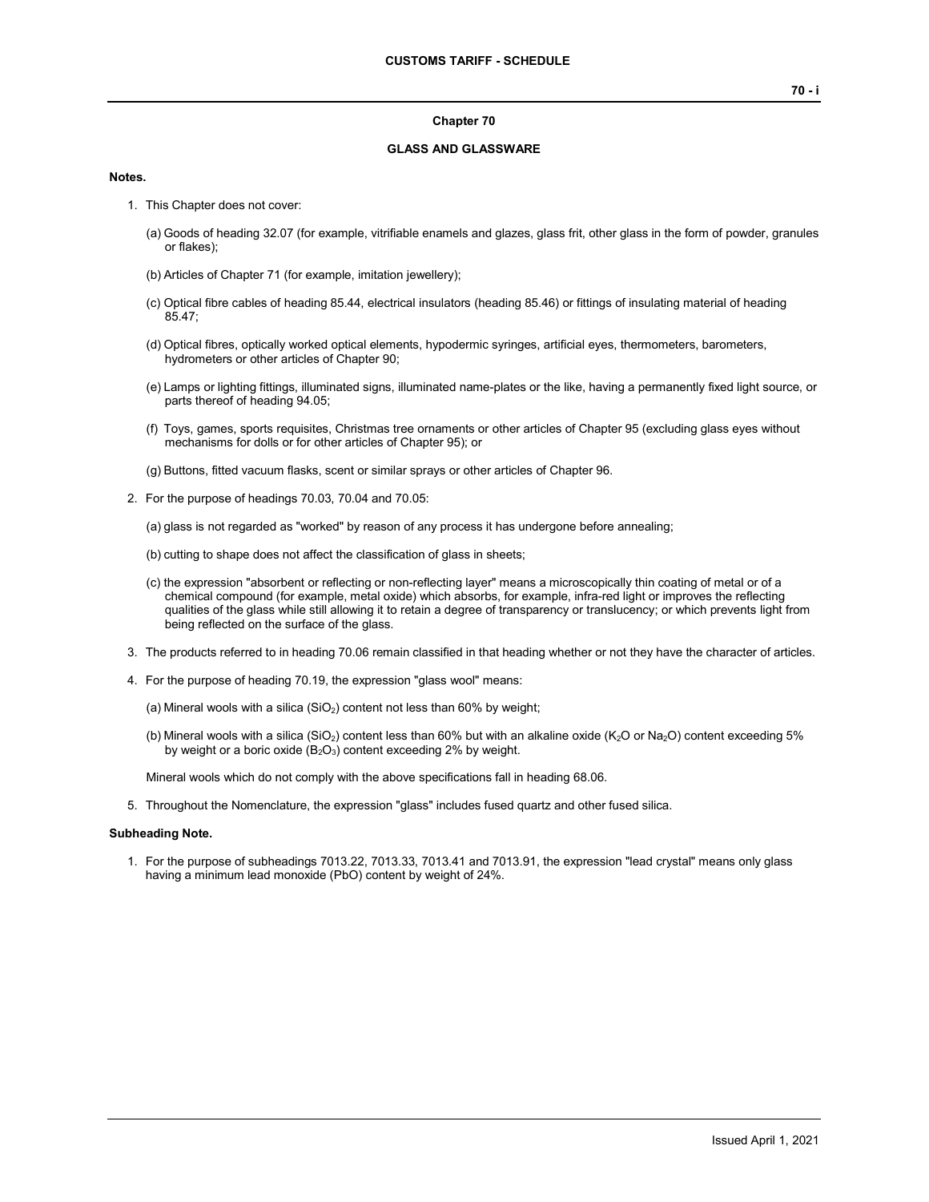# Chapter 70

## GLASS AND GLASSWARE

**Notes.**

1. This Chapter does not cover:

   (a) Goods of heading 32.07 (for example, vitrifiable enamels and glazes, glass frit, other glass in the form of powder, granules or flakes);

   (b) Articles of Chapter 71 (for example, imitation jewellery);

   (c) Optical fibre cables of heading 85.44, electrical insulators (heading 85.46) or fittings of insulating material of heading 85.47;

   (d) Optical fibres, optically worked optical elements, hypodermic syringes, artificial eyes, thermometers, barometers, hydrometers or other articles of Chapter 90;

   (e) Lamps or lighting fittings, illuminated signs, illuminated name-plates or the like, having a permanently fixed light source, or parts thereof of heading 94.05;

   (f) Toys, games, sports requisites, Christmas tree ornaments or other articles of Chapter 95 (excluding glass eyes without mechanisms for dolls or for other articles of Chapter 95); or

   (g) Buttons, fitted vacuum flasks, scent or similar sprays or other articles of Chapter 96.

2. For the purpose of headings 70.03, 70.04 and 70.05:

   (a) glass is not regarded as "worked" by reason of any process it has undergone before annealing;

   (b) cutting to shape does not affect the classification of glass in sheets;

   (c) the expression "absorbent or reflecting or non-reflecting layer" means a microscopically thin coating of metal or of a chemical compound (for example, metal oxide) which absorbs, for example, infra-red light or improves the reflecting qualities of the glass while still allowing it to retain a degree of transparency or translucency; or which prevents light from being reflected on the surface of the glass.

3. The products referred to in heading 70.06 remain classified in that heading whether or not they have the character of articles.

4. For the purpose of heading 70.19, the expression "glass wool" means:

   (a) Mineral wools with a silica ($SiO_2$) content not less than 60% by weight;

   (b) Mineral wools with a silica ($SiO_2$) content less than 60% but with an alkaline oxide ($K_2O$ or $Na_2O$) content exceeding 5% by weight or a boric oxide ($B_2O_3$) content exceeding 2% by weight.

   Mineral wools which do not comply with the above specifications fall in heading 68.06.

5. Throughout the Nomenclature, the expression "glass" includes fused quartz and other fused silica.

**Subheading Note.**

1. For the purpose of subheadings 7013.22, 7013.33, 7013.41 and 7013.91, the expression "lead crystal" means only glass having a minimum lead monoxide ($PbO$) content by weight of 24%.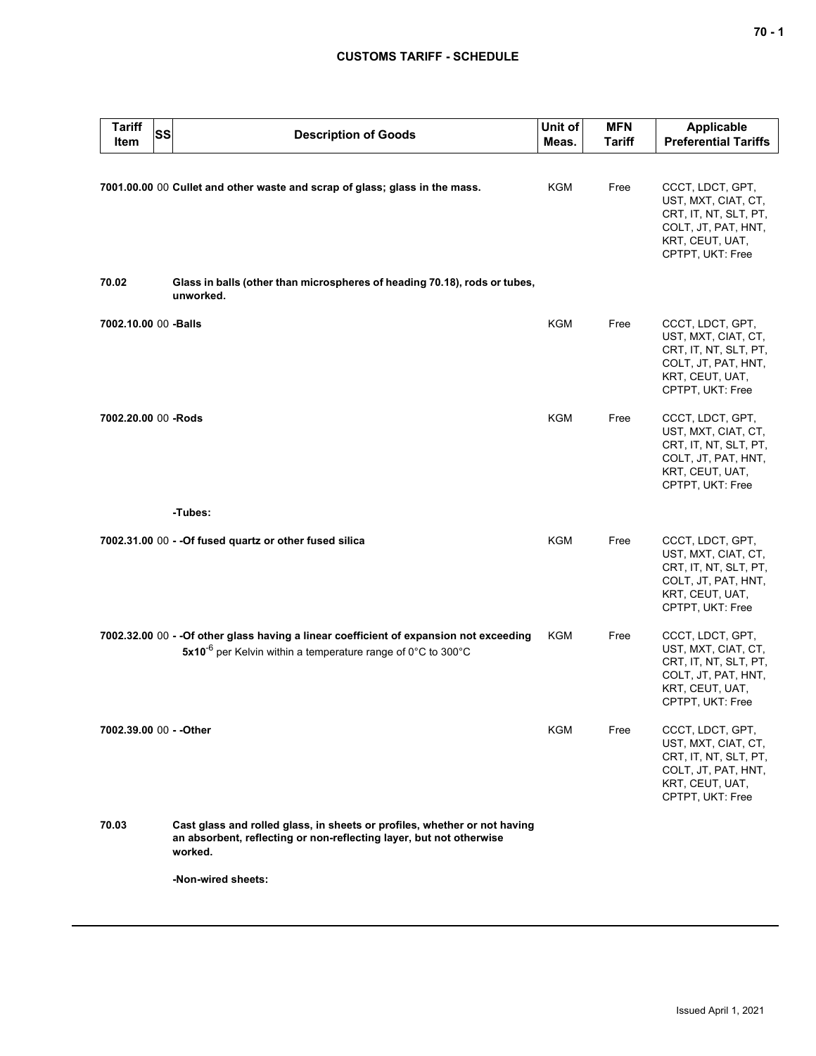| Tariff Item | SS | Description of Goods | Unit of Meas. | MFN Tariff | Applicable Preferential Tariffs |
|---|---|---|---|---|---|
| 7001.00.00 | 00 | **Cullet and other waste and scrap of glass; glass in the mass.** | KGM | Free | CCCT, LDCT, GPT, UST, MXT, CIAT, CT, CRT, IT, NT, SLT, PT, COLT, JT, PAT, HNT, KRT, CEUT, UAT, CPTPT, UKT: Free |
| **70.02** | | **Glass in balls (other than microspheres of heading 70.18), rods or tubes, unworked.** | | | |
| 7002.10.00 | 00 | **-Balls** | KGM | Free | CCCT, LDCT, GPT, UST, MXT, CIAT, CT, CRT, IT, NT, SLT, PT, COLT, JT, PAT, HNT, KRT, CEUT, UAT, CPTPT, UKT: Free |
| 7002.20.00 | 00 | **-Rods** | KGM | Free | CCCT, LDCT, GPT, UST, MXT, CIAT, CT, CRT, IT, NT, SLT, PT, COLT, JT, PAT, HNT, KRT, CEUT, UAT, CPTPT, UKT: Free |
| | | **-Tubes:** | | | |
| 7002.31.00 | 00 | **- -Of fused quartz or other fused silica** | KGM | Free | CCCT, LDCT, GPT, UST, MXT, CIAT, CT, CRT, IT, NT, SLT, PT, COLT, JT, PAT, HNT, KRT, CEUT, UAT, CPTPT, UKT: Free |
| 7002.32.00 | 00 | **- -Of other glass having a linear coefficient of expansion not exceeding $5x10^{-6}$** per Kelvin within a temperature range of 0°C to 300°C | KGM | Free | CCCT, LDCT, GPT, UST, MXT, CIAT, CT, CRT, IT, NT, SLT, PT, COLT, JT, PAT, HNT, KRT, CEUT, UAT, CPTPT, UKT: Free |
| 7002.39.00 | 00 | **- -Other** | KGM | Free | CCCT, LDCT, GPT, UST, MXT, CIAT, CT, CRT, IT, NT, SLT, PT, COLT, JT, PAT, HNT, KRT, CEUT, UAT, CPTPT, UKT: Free |
| **70.03** | | **Cast glass and rolled glass, in sheets or profiles, whether or not having an absorbent, reflecting or non-reflecting layer, but not otherwise worked.** | | | |
| | | **-Non-wired sheets:** | | | |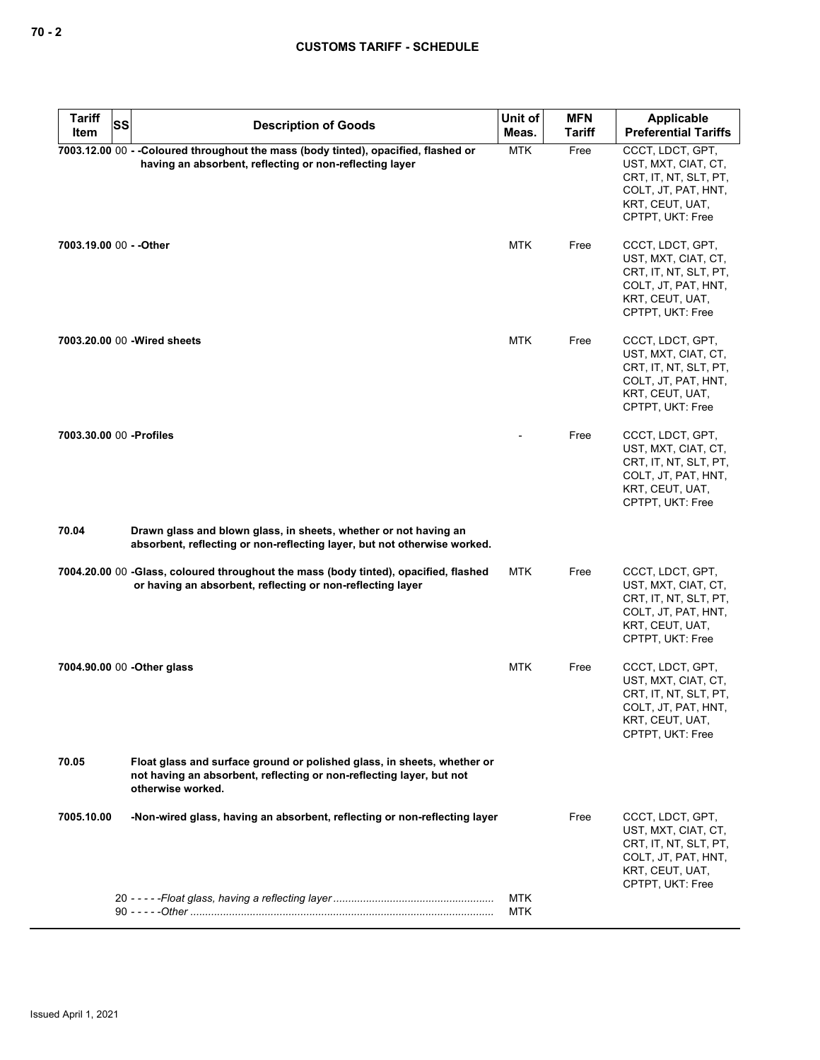| Tariff Item | SS | Description of Goods | Unit of Meas. | MFN Tariff | Applicable Preferential Tariffs |
|---|---|---|---|---|---|
| 7003.12.00 | 00 | - -Coloured throughout the mass (body tinted), opacified, flashed or having an absorbent, reflecting or non-reflecting layer | MTK | Free | CCCT, LDCT, GPT, UST, MXT, CIAT, CT, CRT, IT, NT, SLT, PT, COLT, JT, PAT, HNT, KRT, CEUT, UAT, CPTPT, UKT: Free |
| 7003.19.00 | 00 | - -Other | MTK | Free | CCCT, LDCT, GPT, UST, MXT, CIAT, CT, CRT, IT, NT, SLT, PT, COLT, JT, PAT, HNT, KRT, CEUT, UAT, CPTPT, UKT: Free |
| 7003.20.00 | 00 | -Wired sheets | MTK | Free | CCCT, LDCT, GPT, UST, MXT, CIAT, CT, CRT, IT, NT, SLT, PT, COLT, JT, PAT, HNT, KRT, CEUT, UAT, CPTPT, UKT: Free |
| 7003.30.00 | 00 | -Profiles | - | Free | CCCT, LDCT, GPT, UST, MXT, CIAT, CT, CRT, IT, NT, SLT, PT, COLT, JT, PAT, HNT, KRT, CEUT, UAT, CPTPT, UKT: Free |
| 70.04 | | Drawn glass and blown glass, in sheets, whether or not having an absorbent, reflecting or non-reflecting layer, but not otherwise worked. | | | |
| 7004.20.00 | 00 | -Glass, coloured throughout the mass (body tinted), opacified, flashed or having an absorbent, reflecting or non-reflecting layer | MTK | Free | CCCT, LDCT, GPT, UST, MXT, CIAT, CT, CRT, IT, NT, SLT, PT, COLT, JT, PAT, HNT, KRT, CEUT, UAT, CPTPT, UKT: Free |
| 7004.90.00 | 00 | -Other glass | MTK | Free | CCCT, LDCT, GPT, UST, MXT, CIAT, CT, CRT, IT, NT, SLT, PT, COLT, JT, PAT, HNT, KRT, CEUT, UAT, CPTPT, UKT: Free |
| 70.05 | | Float glass and surface ground or polished glass, in sheets, whether or not having an absorbent, reflecting or non-reflecting layer, but not otherwise worked. | | | |
| 7005.10.00 | | -Non-wired glass, having an absorbent, reflecting or non-reflecting layer | | Free | CCCT, LDCT, GPT, UST, MXT, CIAT, CT, CRT, IT, NT, SLT, PT, COLT, JT, PAT, HNT, KRT, CEUT, UAT, CPTPT, UKT: Free |
| | 20 | - - - - -*Float glass, having a reflecting layer* | MTK | | |
| | 90 | - - - - -*Other* | MTK | | |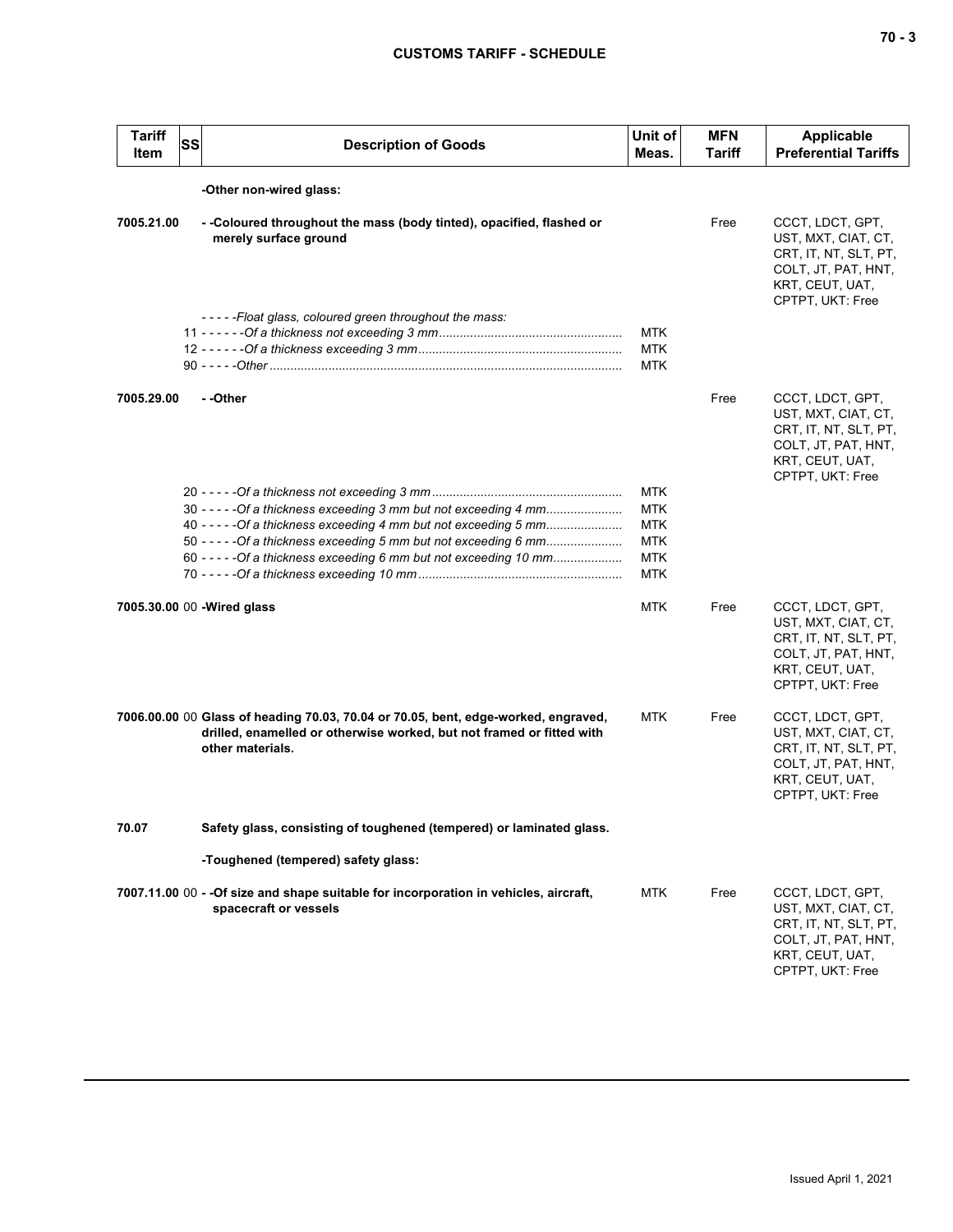| Tariff Item | SS | Description of Goods | Unit of Meas. | MFN Tariff | Applicable Preferential Tariffs |
|---|---|---|---|---|---|
| | | **-Other non-wired glass:** | | | |
| **7005.21.00** | | **- -Coloured throughout the mass (body tinted), opacified, flashed or merely surface ground** | | Free | CCCT, LDCT, GPT, UST, MXT, CIAT, CT, CRT, IT, NT, SLT, PT, COLT, JT, PAT, HNT, KRT, CEUT, UAT, CPTPT, UKT: Free |
| | | - - - - -*Float glass, coloured green throughout the mass:* | | | |
| | | 11 - - - - - -*Of a thickness not exceeding 3 mm* | MTK | | |
| | | 12 - - - - - -*Of a thickness exceeding 3 mm* | MTK | | |
| | | 90 - - - - -*Other* | MTK | | |
| **7005.29.00** | | **- -Other** | | Free | CCCT, LDCT, GPT, UST, MXT, CIAT, CT, CRT, IT, NT, SLT, PT, COLT, JT, PAT, HNT, KRT, CEUT, UAT, CPTPT, UKT: Free |
| | | 20 - - - - -*Of a thickness not exceeding 3 mm* | MTK | | |
| | | 30 - - - - -*Of a thickness exceeding 3 mm but not exceeding 4 mm* | MTK | | |
| | | 40 - - - - -*Of a thickness exceeding 4 mm but not exceeding 5 mm* | MTK | | |
| | | 50 - - - - -*Of a thickness exceeding 5 mm but not exceeding 6 mm* | MTK | | |
| | | 60 - - - - -*Of a thickness exceeding 6 mm but not exceeding 10 mm* | MTK | | |
| | | 70 - - - - -*Of a thickness exceeding 10 mm* | MTK | | |
| **7005.30.00** | 00 | **-Wired glass** | MTK | Free | CCCT, LDCT, GPT, UST, MXT, CIAT, CT, CRT, IT, NT, SLT, PT, COLT, JT, PAT, HNT, KRT, CEUT, UAT, CPTPT, UKT: Free |
| **7006.00.00** | 00 | **Glass of heading 70.03, 70.04 or 70.05, bent, edge-worked, engraved, drilled, enamelled or otherwise worked, but not framed or fitted with other materials.** | MTK | Free | CCCT, LDCT, GPT, UST, MXT, CIAT, CT, CRT, IT, NT, SLT, PT, COLT, JT, PAT, HNT, KRT, CEUT, UAT, CPTPT, UKT: Free |
| **70.07** | | **Safety glass, consisting of toughened (tempered) or laminated glass.** | | | |
| | | **-Toughened (tempered) safety glass:** | | | |
| **7007.11.00** | 00 | **- -Of size and shape suitable for incorporation in vehicles, aircraft, spacecraft or vessels** | MTK | Free | CCCT, LDCT, GPT, UST, MXT, CIAT, CT, CRT, IT, NT, SLT, PT, COLT, JT, PAT, HNT, KRT, CEUT, UAT, CPTPT, UKT: Free |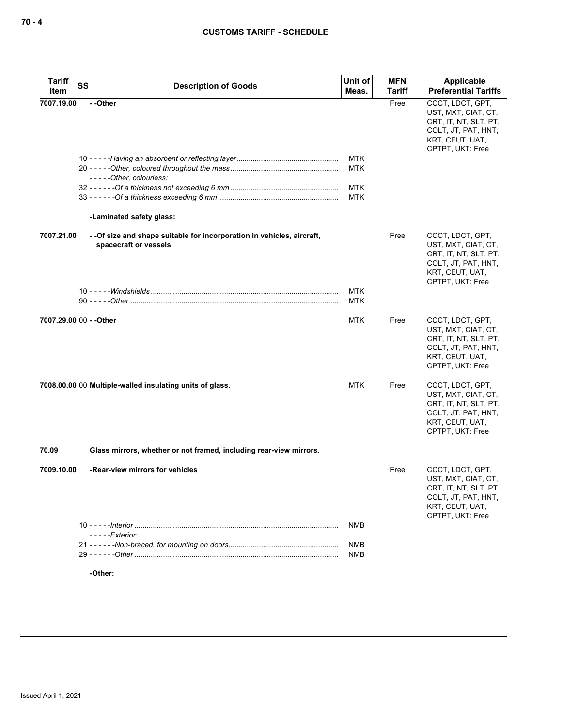| Tariff Item | SS | Description of Goods | Unit of Meas. | MFN Tariff | Applicable Preferential Tariffs |
|---|---|---|---|---|---|
| 7007.19.00 | | **- -Other** | | Free | CCCT, LDCT, GPT, UST, MXT, CIAT, CT, CRT, IT, NT, SLT, PT, COLT, JT, PAT, HNT, KRT, CEUT, UAT, CPTPT, UKT: Free |
| | 10 | - - - - -*Having an absorbent or reflecting layer* | MTK | | |
| | 20 | - - - - -*Other, coloured throughout the mass* | MTK | | |
| | | - - - - -*Other, colourless:* | | | |
| | 32 | - - - - - -*Of a thickness not exceeding 6 mm* | MTK | | |
| | 33 | - - - - - -*Of a thickness exceeding 6 mm* | MTK | | |
| | | **-Laminated safety glass:** | | | |
| 7007.21.00 | | **- -Of size and shape suitable for incorporation in vehicles, aircraft, spacecraft or vessels** | | Free | CCCT, LDCT, GPT, UST, MXT, CIAT, CT, CRT, IT, NT, SLT, PT, COLT, JT, PAT, HNT, KRT, CEUT, UAT, CPTPT, UKT: Free |
| | 10 | - - - - -*Windshields* | MTK | | |
| | 90 | - - - - -*Other* | MTK | | |
| 7007.29.00 | 00 | **- -Other** | MTK | Free | CCCT, LDCT, GPT, UST, MXT, CIAT, CT, CRT, IT, NT, SLT, PT, COLT, JT, PAT, HNT, KRT, CEUT, UAT, CPTPT, UKT: Free |
| 7008.00.00 | 00 | **Multiple-walled insulating units of glass.** | MTK | Free | CCCT, LDCT, GPT, UST, MXT, CIAT, CT, CRT, IT, NT, SLT, PT, COLT, JT, PAT, HNT, KRT, CEUT, UAT, CPTPT, UKT: Free |
| 70.09 | | **Glass mirrors, whether or not framed, including rear-view mirrors.** | | | |
| 7009.10.00 | | **-Rear-view mirrors for vehicles** | | Free | CCCT, LDCT, GPT, UST, MXT, CIAT, CT, CRT, IT, NT, SLT, PT, COLT, JT, PAT, HNT, KRT, CEUT, UAT, CPTPT, UKT: Free |
| | 10 | - - - - -*Interior* | NMB | | |
| | | - - - - -*Exterior:* | | | |
| | 21 | - - - - - -*Non-braced, for mounting on doors* | NMB | | |
| | 29 | - - - - - -*Other* | NMB | | |
| | | **-Other:** | | | |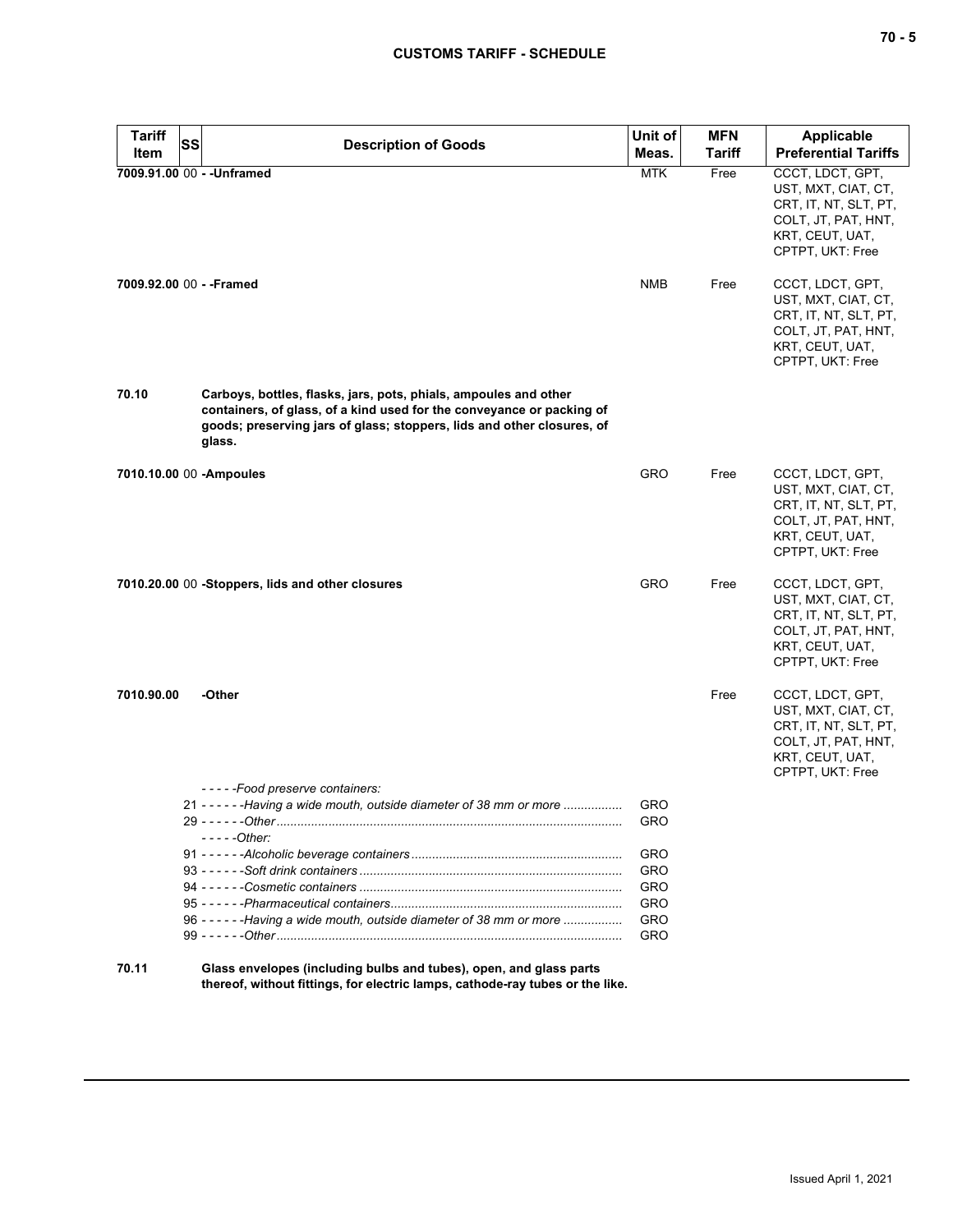| Tariff Item | SS | Description of Goods | Unit of Meas. | MFN Tariff | Applicable Preferential Tariffs |
|---|---|---|---|---|---|
| **7009.91.00** | 00 | **- -Unframed** | MTK | Free | CCCT, LDCT, GPT, UST, MXT, CIAT, CT, CRT, IT, NT, SLT, PT, COLT, JT, PAT, HNT, KRT, CEUT, UAT, CPTPT, UKT: Free |
| **7009.92.00** | 00 | **- -Framed** | NMB | Free | CCCT, LDCT, GPT, UST, MXT, CIAT, CT, CRT, IT, NT, SLT, PT, COLT, JT, PAT, HNT, KRT, CEUT, UAT, CPTPT, UKT: Free |
| **70.10** | | **Carboys, bottles, flasks, jars, pots, phials, ampoules and other containers, of glass, of a kind used for the conveyance or packing of goods; preserving jars of glass; stoppers, lids and other closures, of glass.** | | | |
| **7010.10.00** | 00 | **-Ampoules** | GRO | Free | CCCT, LDCT, GPT, UST, MXT, CIAT, CT, CRT, IT, NT, SLT, PT, COLT, JT, PAT, HNT, KRT, CEUT, UAT, CPTPT, UKT: Free |
| **7010.20.00** | 00 | **-Stoppers, lids and other closures** | GRO | Free | CCCT, LDCT, GPT, UST, MXT, CIAT, CT, CRT, IT, NT, SLT, PT, COLT, JT, PAT, HNT, KRT, CEUT, UAT, CPTPT, UKT: Free |
| **7010.90.00** | | **-Other** | | Free | CCCT, LDCT, GPT, UST, MXT, CIAT, CT, CRT, IT, NT, SLT, PT, COLT, JT, PAT, HNT, KRT, CEUT, UAT, CPTPT, UKT: Free |
| | | *- - - - -Food preserve containers:* | | | |
| | 21 | *- - - - - -Having a wide mouth, outside diameter of 38 mm or more* | GRO | | |
| | 29 | *- - - - - -Other* | GRO | | |
| | | *- - - - -Other:* | | | |
| | 91 | *- - - - - -Alcoholic beverage containers* | GRO | | |
| | 93 | *- - - - - -Soft drink containers* | GRO | | |
| | 94 | *- - - - - -Cosmetic containers* | GRO | | |
| | 95 | *- - - - - -Pharmaceutical containers* | GRO | | |
| | 96 | *- - - - - -Having a wide mouth, outside diameter of 38 mm or more* | GRO | | |
| | 99 | *- - - - - -Other* | GRO | | |
| **70.11** | | **Glass envelopes (including bulbs and tubes), open, and glass parts thereof, without fittings, for electric lamps, cathode-ray tubes or the like.** | | | |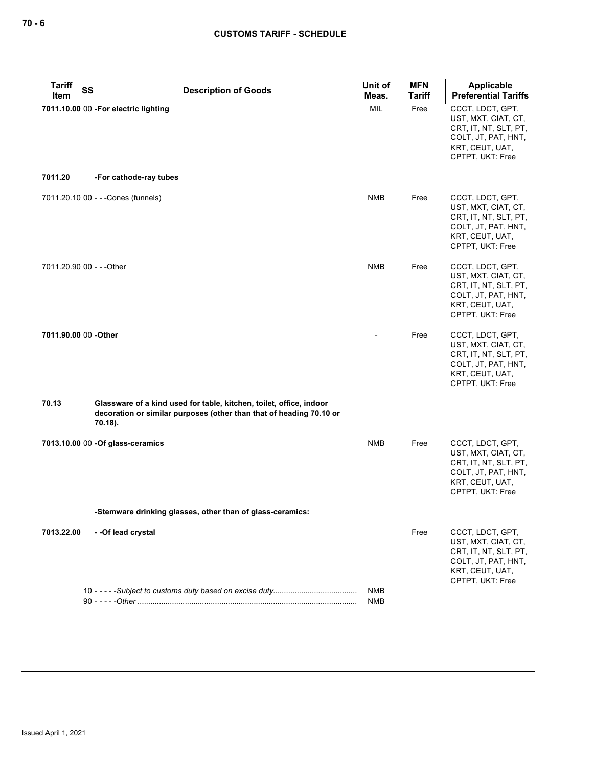## CUSTOMS TARIFF - SCHEDULE

| Tariff Item | SS | Description of Goods | Unit of Meas. | MFN Tariff | Applicable Preferential Tariffs |
|---|---|---|---|---|---|
| **7011.10.00** | 00 | **-For electric lighting** | MIL | Free | CCCT, LDCT, GPT, UST, MXT, CIAT, CT, CRT, IT, NT, SLT, PT, COLT, JT, PAT, HNT, KRT, CEUT, UAT, CPTPT, UKT: Free |
| **7011.20** | | **-For cathode-ray tubes** | | | |
| 7011.20.10 | 00 | - - -Cones (funnels) | NMB | Free | CCCT, LDCT, GPT, UST, MXT, CIAT, CT, CRT, IT, NT, SLT, PT, COLT, JT, PAT, HNT, KRT, CEUT, UAT, CPTPT, UKT: Free |
| 7011.20.90 | 00 | - - -Other | NMB | Free | CCCT, LDCT, GPT, UST, MXT, CIAT, CT, CRT, IT, NT, SLT, PT, COLT, JT, PAT, HNT, KRT, CEUT, UAT, CPTPT, UKT: Free |
| **7011.90.00** | 00 | **-Other** | - | Free | CCCT, LDCT, GPT, UST, MXT, CIAT, CT, CRT, IT, NT, SLT, PT, COLT, JT, PAT, HNT, KRT, CEUT, UAT, CPTPT, UKT: Free |
| **70.13** | | **Glassware of a kind used for table, kitchen, toilet, office, indoor decoration or similar purposes (other than that of heading 70.10 or 70.18).** | | | |
| **7013.10.00** | 00 | **-Of glass-ceramics** | NMB | Free | CCCT, LDCT, GPT, UST, MXT, CIAT, CT, CRT, IT, NT, SLT, PT, COLT, JT, PAT, HNT, KRT, CEUT, UAT, CPTPT, UKT: Free |
| | | **-Stemware drinking glasses, other than of glass-ceramics:** | | | |
| **7013.22.00** | | **- -Of lead crystal** | | Free | CCCT, LDCT, GPT, UST, MXT, CIAT, CT, CRT, IT, NT, SLT, PT, COLT, JT, PAT, HNT, KRT, CEUT, UAT, CPTPT, UKT: Free |
| | 10 | - - - - -*Subject to customs duty based on excise duty* | NMB | | |
| | 90 | - - - - -*Other* | NMB | | |

Issued April 1, 2021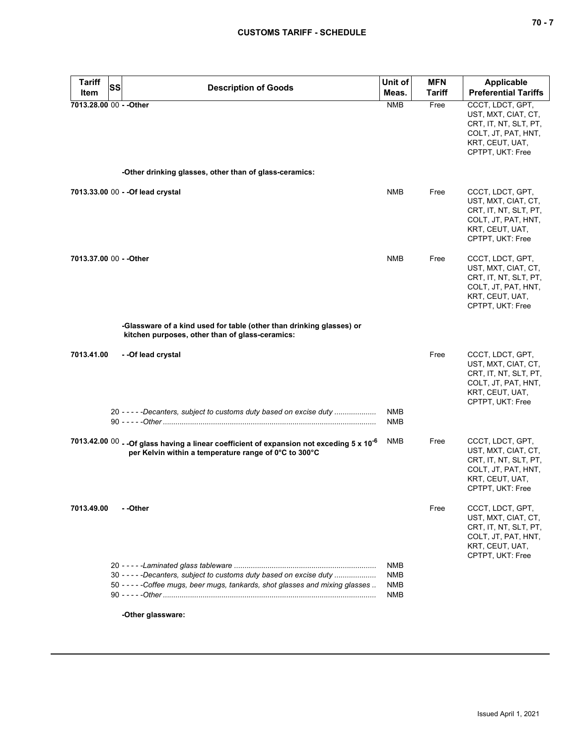| Tariff Item | SS | Description of Goods | Unit of Meas. | MFN Tariff | Applicable Preferential Tariffs |
|---|---|---|---|---|---|
| 7013.28.00 | 00 | - -Other | NMB | Free | CCCT, LDCT, GPT, UST, MXT, CIAT, CT, CRT, IT, NT, SLT, PT, COLT, JT, PAT, HNT, KRT, CEUT, UAT, CPTPT, UKT: Free |
| | | **-Other drinking glasses, other than of glass-ceramics:** | | | |
| 7013.33.00 | 00 | - -Of lead crystal | NMB | Free | CCCT, LDCT, GPT, UST, MXT, CIAT, CT, CRT, IT, NT, SLT, PT, COLT, JT, PAT, HNT, KRT, CEUT, UAT, CPTPT, UKT: Free |
| 7013.37.00 | 00 | - -Other | NMB | Free | CCCT, LDCT, GPT, UST, MXT, CIAT, CT, CRT, IT, NT, SLT, PT, COLT, JT, PAT, HNT, KRT, CEUT, UAT, CPTPT, UKT: Free |
| | | **-Glassware of a kind used for table (other than drinking glasses) or kitchen purposes, other than of glass-ceramics:** | | | |
| 7013.41.00 | | - -Of lead crystal | | Free | CCCT, LDCT, GPT, UST, MXT, CIAT, CT, CRT, IT, NT, SLT, PT, COLT, JT, PAT, HNT, KRT, CEUT, UAT, CPTPT, UKT: Free |
| | | 20 - - - - -*Decanters, subject to customs duty based on excise duty* | NMB | | |
| | | 90 - - - - -*Other* | NMB | | |
| 7013.42.00 | 00 | - -Of glass having a linear coefficient of expansion not exceding $5 \times 10^{-6}$ per Kelvin within a temperature range of 0°C to 300°C | NMB | Free | CCCT, LDCT, GPT, UST, MXT, CIAT, CT, CRT, IT, NT, SLT, PT, COLT, JT, PAT, HNT, KRT, CEUT, UAT, CPTPT, UKT: Free |
| 7013.49.00 | | - -Other | | Free | CCCT, LDCT, GPT, UST, MXT, CIAT, CT, CRT, IT, NT, SLT, PT, COLT, JT, PAT, HNT, KRT, CEUT, UAT, CPTPT, UKT: Free |
| | | 20 - - - - -*Laminated glass tableware* | NMB | | |
| | | 30 - - - - -*Decanters, subject to customs duty based on excise duty* | NMB | | |
| | | 50 - - - - -*Coffee mugs, beer mugs, tankards, shot glasses and mixing glasses* | NMB | | |
| | | 90 - - - - -*Other* | NMB | | |
| | | **-Other glassware:** | | | |

Issued April 1, 2021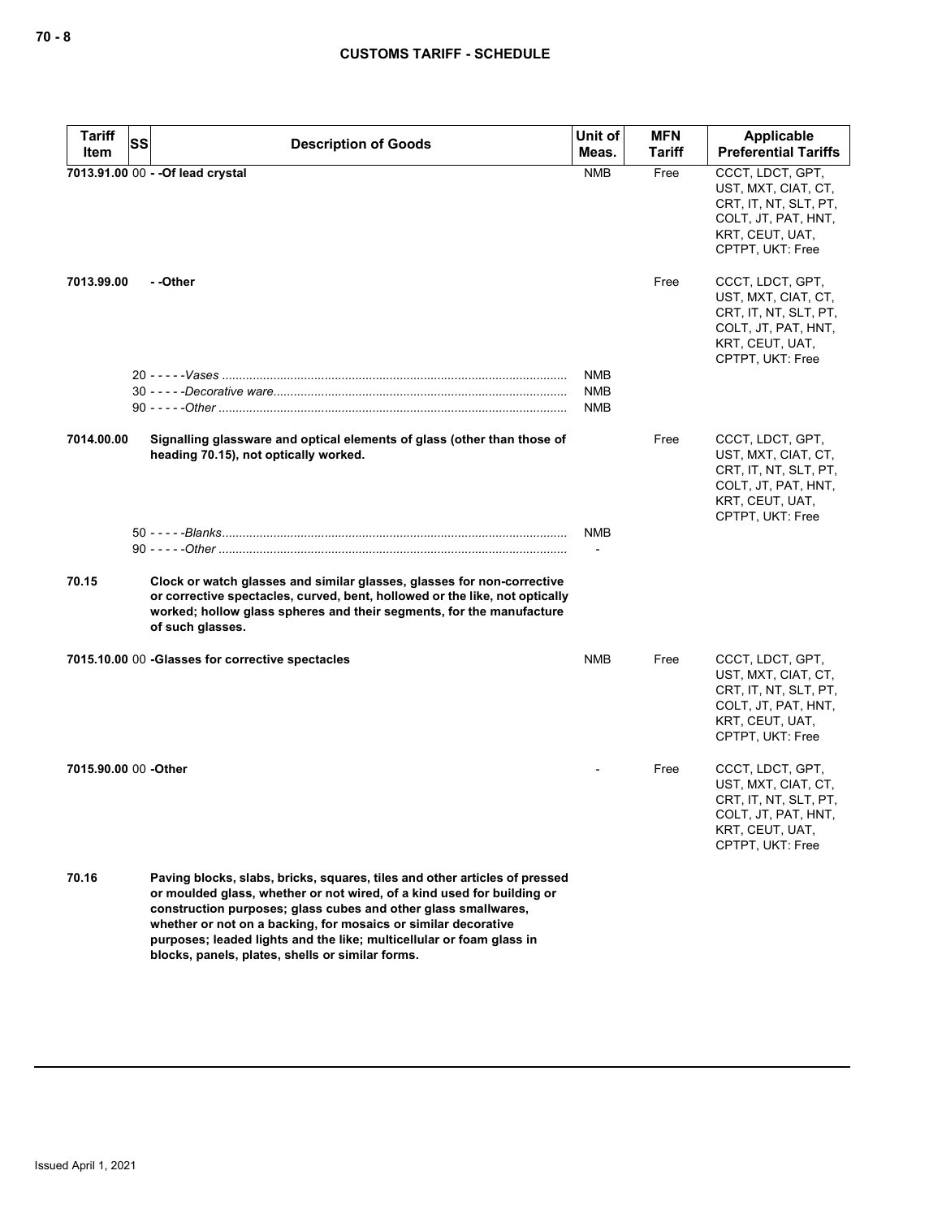| Tariff Item | SS | Description of Goods | Unit of Meas. | MFN Tariff | Applicable Preferential Tariffs |
|---|---|---|---|---|---|
| **7013.91.00** | 00 | **- -Of lead crystal** | NMB | Free | CCCT, LDCT, GPT, UST, MXT, CIAT, CT, CRT, IT, NT, SLT, PT, COLT, JT, PAT, HNT, KRT, CEUT, UAT, CPTPT, UKT: Free |
| **7013.99.00** | | **- -Other** | | Free | CCCT, LDCT, GPT, UST, MXT, CIAT, CT, CRT, IT, NT, SLT, PT, COLT, JT, PAT, HNT, KRT, CEUT, UAT, CPTPT, UKT: Free |
| | 20 | - - - - -*Vases* | NMB | | |
| | 30 | - - - - -*Decorative ware* | NMB | | |
| | 90 | - - - - -*Other* | NMB | | |
| **7014.00.00** | | **Signalling glassware and optical elements of glass (other than those of heading 70.15), not optically worked.** | | Free | CCCT, LDCT, GPT, UST, MXT, CIAT, CT, CRT, IT, NT, SLT, PT, COLT, JT, PAT, HNT, KRT, CEUT, UAT, CPTPT, UKT: Free |
| | 50 | - - - - -*Blanks* | NMB | | |
| | 90 | - - - - -*Other* | - | | |
| **70.15** | | **Clock or watch glasses and similar glasses, glasses for non-corrective or corrective spectacles, curved, bent, hollowed or the like, not optically worked; hollow glass spheres and their segments, for the manufacture of such glasses.** | | | |
| **7015.10.00** | 00 | **-Glasses for corrective spectacles** | NMB | Free | CCCT, LDCT, GPT, UST, MXT, CIAT, CT, CRT, IT, NT, SLT, PT, COLT, JT, PAT, HNT, KRT, CEUT, UAT, CPTPT, UKT: Free |
| **7015.90.00** | 00 | **-Other** | - | Free | CCCT, LDCT, GPT, UST, MXT, CIAT, CT, CRT, IT, NT, SLT, PT, COLT, JT, PAT, HNT, KRT, CEUT, UAT, CPTPT, UKT: Free |
| **70.16** | | **Paving blocks, slabs, bricks, squares, tiles and other articles of pressed or moulded glass, whether or not wired, of a kind used for building or construction purposes; glass cubes and other glass smallwares, whether or not on a backing, for mosaics or similar decorative purposes; leaded lights and the like; multicellular or foam glass in blocks, panels, plates, shells or similar forms.** | | | |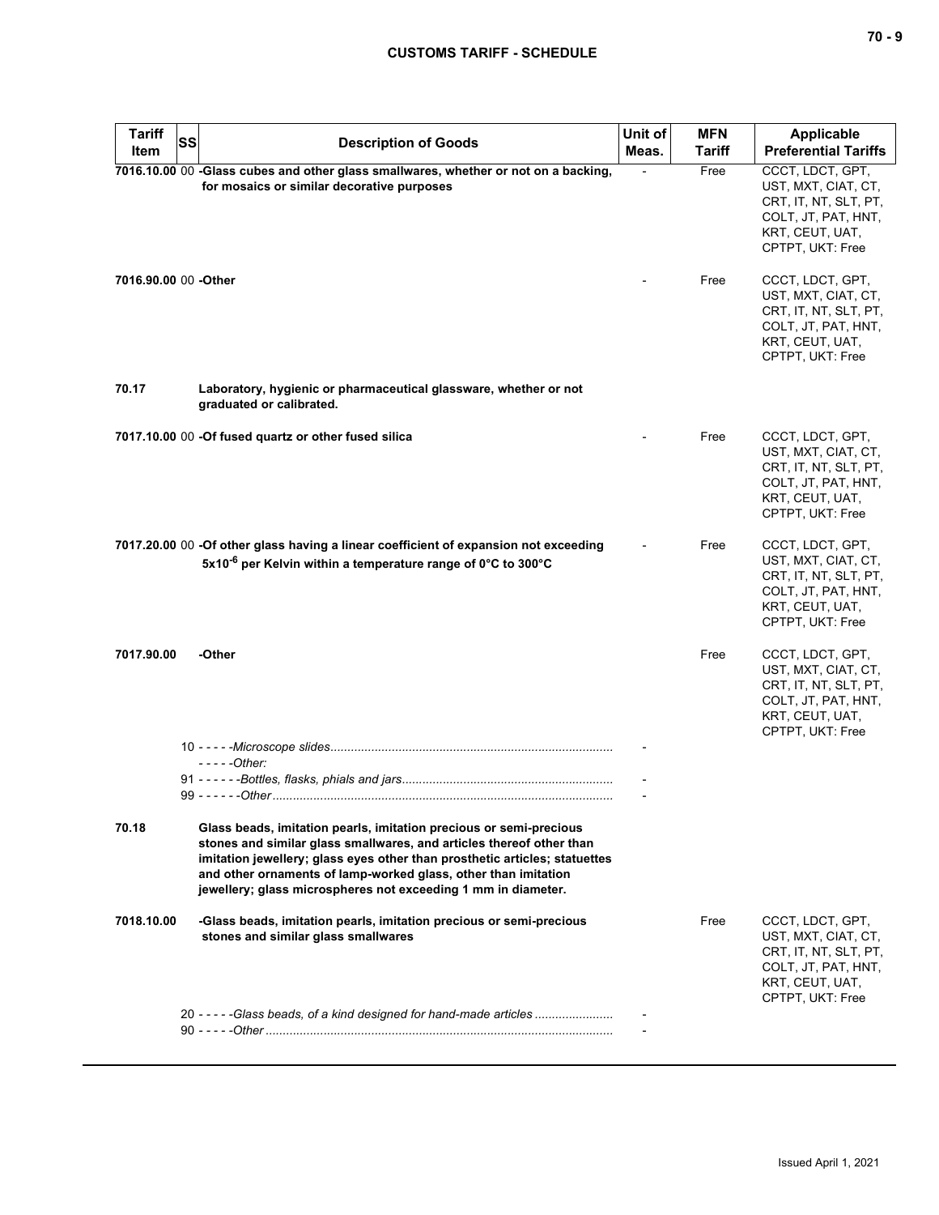| Tariff Item | SS | Description of Goods | Unit of Meas. | MFN Tariff | Applicable Preferential Tariffs |
|---|---|---|---|---|---|
| **7016.10.00** | 00 | **-Glass cubes and other glass smallwares, whether or not on a backing, for mosaics or similar decorative purposes** | - | Free | CCCT, LDCT, GPT, UST, MXT, CIAT, CT, CRT, IT, NT, SLT, PT, COLT, JT, PAT, HNT, KRT, CEUT, UAT, CPTPT, UKT: Free |
| **7016.90.00** | 00 | **-Other** | - | Free | CCCT, LDCT, GPT, UST, MXT, CIAT, CT, CRT, IT, NT, SLT, PT, COLT, JT, PAT, HNT, KRT, CEUT, UAT, CPTPT, UKT: Free |
| **70.17** | | **Laboratory, hygienic or pharmaceutical glassware, whether or not graduated or calibrated.** | | | |
| **7017.10.00** | 00 | **-Of fused quartz or other fused silica** | - | Free | CCCT, LDCT, GPT, UST, MXT, CIAT, CT, CRT, IT, NT, SLT, PT, COLT, JT, PAT, HNT, KRT, CEUT, UAT, CPTPT, UKT: Free |
| **7017.20.00** | 00 | **-Of other glass having a linear coefficient of expansion not exceeding $5x10^{-6}$ per Kelvin within a temperature range of 0°C to 300°C** | - | Free | CCCT, LDCT, GPT, UST, MXT, CIAT, CT, CRT, IT, NT, SLT, PT, COLT, JT, PAT, HNT, KRT, CEUT, UAT, CPTPT, UKT: Free |
| **7017.90.00** | | **-Other** | | Free | CCCT, LDCT, GPT, UST, MXT, CIAT, CT, CRT, IT, NT, SLT, PT, COLT, JT, PAT, HNT, KRT, CEUT, UAT, CPTPT, UKT: Free |
| | 10 | - - - - -*Microscope slides* | - | | |
| | | - - - - -*Other:* | | | |
| | 91 | - - - - - -*Bottles, flasks, phials and jars* | - | | |
| | 99 | - - - - - -*Other* | - | | |
| **70.18** | | **Glass beads, imitation pearls, imitation precious or semi-precious stones and similar glass smallwares, and articles thereof other than imitation jewellery; glass eyes other than prosthetic articles; statuettes and other ornaments of lamp-worked glass, other than imitation jewellery; glass microspheres not exceeding 1 mm in diameter.** | | | |
| **7018.10.00** | | **-Glass beads, imitation pearls, imitation precious or semi-precious stones and similar glass smallwares** | | Free | CCCT, LDCT, GPT, UST, MXT, CIAT, CT, CRT, IT, NT, SLT, PT, COLT, JT, PAT, HNT, KRT, CEUT, UAT, CPTPT, UKT: Free |
| | 20 | - - - - -*Glass beads, of a kind designed for hand-made articles* | - | | |
| | 90 | - - - - -*Other* | - | | |

Issued April 1, 2021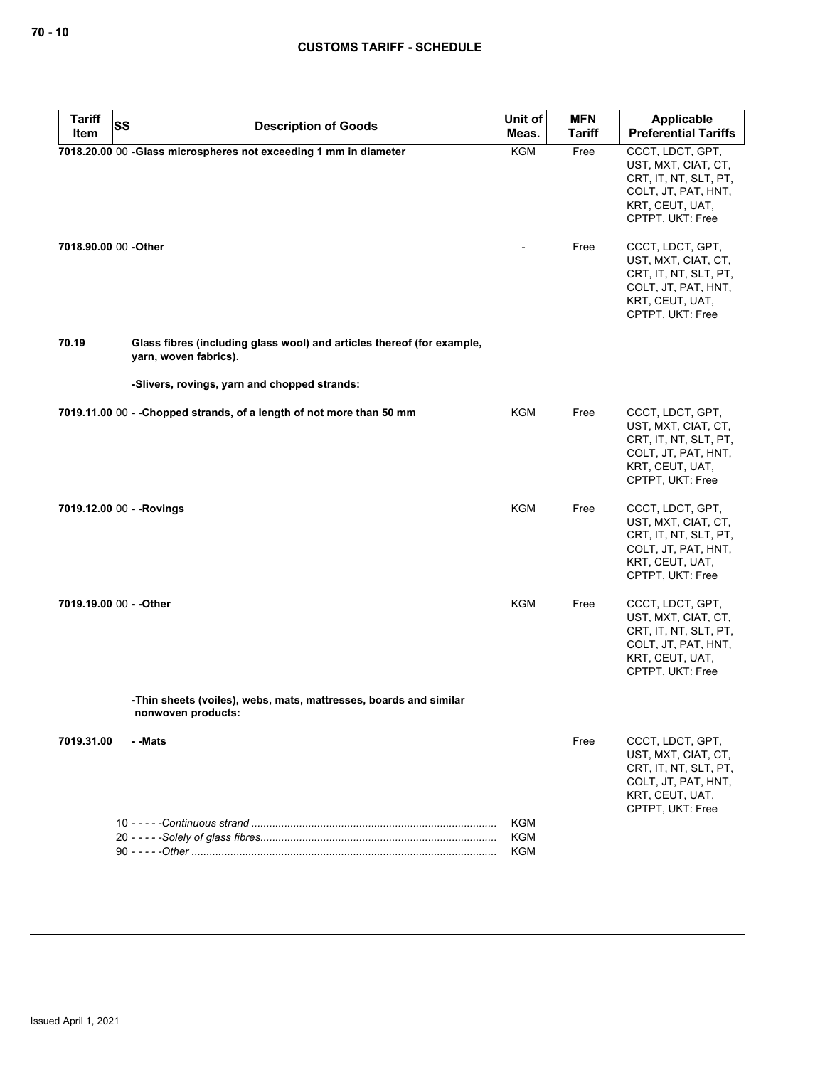| Tariff Item | SS | Description of Goods | Unit of Meas. | MFN Tariff | Applicable Preferential Tariffs |
|---|---|---|---|---|---|
| 7018.20.00 | 00 | -Glass microspheres not exceeding 1 mm in diameter | KGM | Free | CCCT, LDCT, GPT, UST, MXT, CIAT, CT, CRT, IT, NT, SLT, PT, COLT, JT, PAT, HNT, KRT, CEUT, UAT, CPTPT, UKT: Free |
| 7018.90.00 | 00 | -Other | - | Free | CCCT, LDCT, GPT, UST, MXT, CIAT, CT, CRT, IT, NT, SLT, PT, COLT, JT, PAT, HNT, KRT, CEUT, UAT, CPTPT, UKT: Free |
| 70.19 | | Glass fibres (including glass wool) and articles thereof (for example, yarn, woven fabrics). | | | |
| | | -Slivers, rovings, yarn and chopped strands: | | | |
| 7019.11.00 | 00 | - -Chopped strands, of a length of not more than 50 mm | KGM | Free | CCCT, LDCT, GPT, UST, MXT, CIAT, CT, CRT, IT, NT, SLT, PT, COLT, JT, PAT, HNT, KRT, CEUT, UAT, CPTPT, UKT: Free |
| 7019.12.00 | 00 | - -Rovings | KGM | Free | CCCT, LDCT, GPT, UST, MXT, CIAT, CT, CRT, IT, NT, SLT, PT, COLT, JT, PAT, HNT, KRT, CEUT, UAT, CPTPT, UKT: Free |
| 7019.19.00 | 00 | - -Other | KGM | Free | CCCT, LDCT, GPT, UST, MXT, CIAT, CT, CRT, IT, NT, SLT, PT, COLT, JT, PAT, HNT, KRT, CEUT, UAT, CPTPT, UKT: Free |
| | | -Thin sheets (voiles), webs, mats, mattresses, boards and similar nonwoven products: | | | |
| 7019.31.00 | | - -Mats | | Free | CCCT, LDCT, GPT, UST, MXT, CIAT, CT, CRT, IT, NT, SLT, PT, COLT, JT, PAT, HNT, KRT, CEUT, UAT, CPTPT, UKT: Free |
| | 10 | - - - - -*Continuous strand* | KGM | | |
| | 20 | - - - - -*Solely of glass fibres* | KGM | | |
| | 90 | - - - - -*Other* | KGM | | |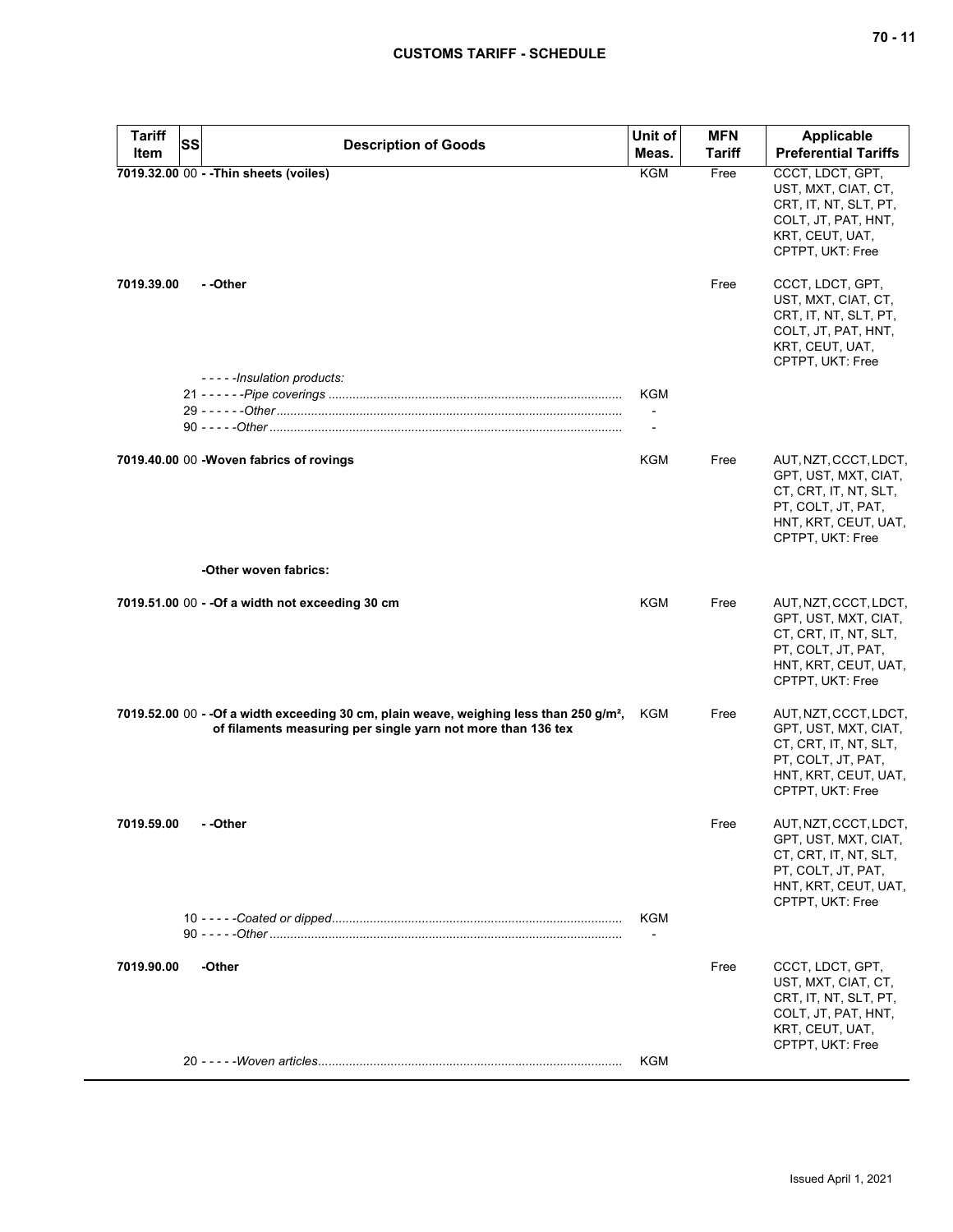| Tariff Item | SS | Description of Goods | Unit of Meas. | MFN Tariff | Applicable Preferential Tariffs |
|---|---|---|---|---|---|
| **7019.32.00** | 00 | **- -Thin sheets (voiles)** | KGM | Free | CCCT, LDCT, GPT, UST, MXT, CIAT, CT, CRT, IT, NT, SLT, PT, COLT, JT, PAT, HNT, KRT, CEUT, UAT, CPTPT, UKT: Free |
| **7019.39.00** | | **- -Other** | | Free | CCCT, LDCT, GPT, UST, MXT, CIAT, CT, CRT, IT, NT, SLT, PT, COLT, JT, PAT, HNT, KRT, CEUT, UAT, CPTPT, UKT: Free |
| | | *- - - - -Insulation products:* | | | |
| | 21 | *- - - - - -Pipe coverings* | KGM | | |
| | 29 | *- - - - - -Other* | - | | |
| | 90 | *- - - - -Other* | - | | |
| **7019.40.00** | 00 | **-Woven fabrics of rovings** | KGM | Free | AUT, NZT, CCCT, LDCT, GPT, UST, MXT, CIAT, CT, CRT, IT, NT, SLT, PT, COLT, JT, PAT, HNT, KRT, CEUT, UAT, CPTPT, UKT: Free |
| | | **-Other woven fabrics:** | | | |
| **7019.51.00** | 00 | **- -Of a width not exceeding 30 cm** | KGM | Free | AUT, NZT, CCCT, LDCT, GPT, UST, MXT, CIAT, CT, CRT, IT, NT, SLT, PT, COLT, JT, PAT, HNT, KRT, CEUT, UAT, CPTPT, UKT: Free |
| **7019.52.00** | 00 | **- -Of a width exceeding 30 cm, plain weave, weighing less than 250 g/m², of filaments measuring per single yarn not more than 136 tex** | KGM | Free | AUT, NZT, CCCT, LDCT, GPT, UST, MXT, CIAT, CT, CRT, IT, NT, SLT, PT, COLT, JT, PAT, HNT, KRT, CEUT, UAT, CPTPT, UKT: Free |
| **7019.59.00** | | **- -Other** | | Free | AUT, NZT, CCCT, LDCT, GPT, UST, MXT, CIAT, CT, CRT, IT, NT, SLT, PT, COLT, JT, PAT, HNT, KRT, CEUT, UAT, CPTPT, UKT: Free |
| | 10 | *- - - - -Coated or dipped* | KGM | | |
| | 90 | *- - - - -Other* | - | | |
| **7019.90.00** | | **-Other** | | Free | CCCT, LDCT, GPT, UST, MXT, CIAT, CT, CRT, IT, NT, SLT, PT, COLT, JT, PAT, HNT, KRT, CEUT, UAT, CPTPT, UKT: Free |
| | 20 | *- - - - -Woven articles* | KGM | | |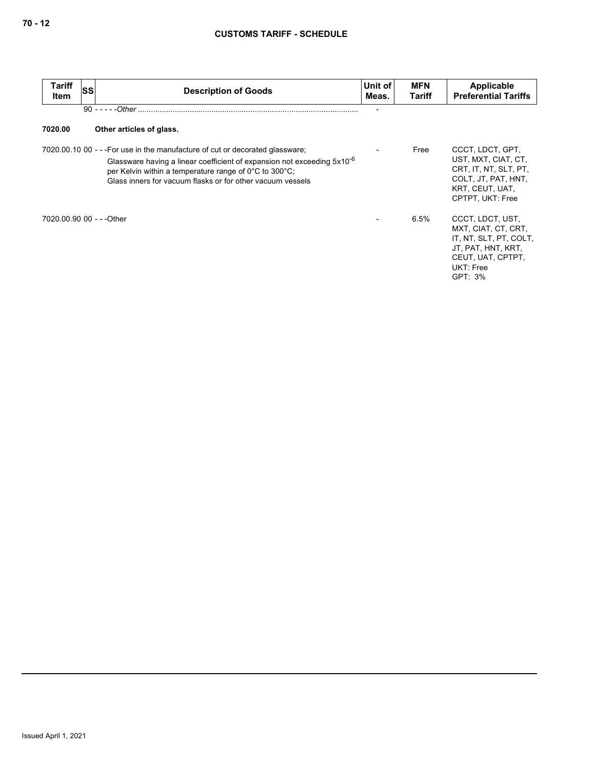| Tariff Item | SS | Description of Goods | Unit of Meas. | MFN Tariff | Applicable Preferential Tariffs |
|---|---|---|---|---|---|
| | 90 | - - - - -*Other* | - | | |
| **7020.00** | | **Other articles of glass.** | | | |
| 7020.00.10 | 00 | - - -For use in the manufacture of cut or decorated glassware;<br>Glassware having a linear coefficient of expansion not exceeding $5x10^{-6}$ per Kelvin within a temperature range of 0°C to 300°C;<br>Glass inners for vacuum flasks or for other vacuum vessels | - | Free | CCCT, LDCT, GPT, UST, MXT, CIAT, CT, CRT, IT, NT, SLT, PT, COLT, JT, PAT, HNT, KRT, CEUT, UAT, CPTPT, UKT: Free |
| 7020.00.90 | 00 | - - -Other | - | 6.5% | CCCT, LDCT, UST, MXT, CIAT, CT, CRT, IT, NT, SLT, PT, COLT, JT, PAT, HNT, KRT, CEUT, UAT, CPTPT, UKT: Free<br>GPT: 3% |